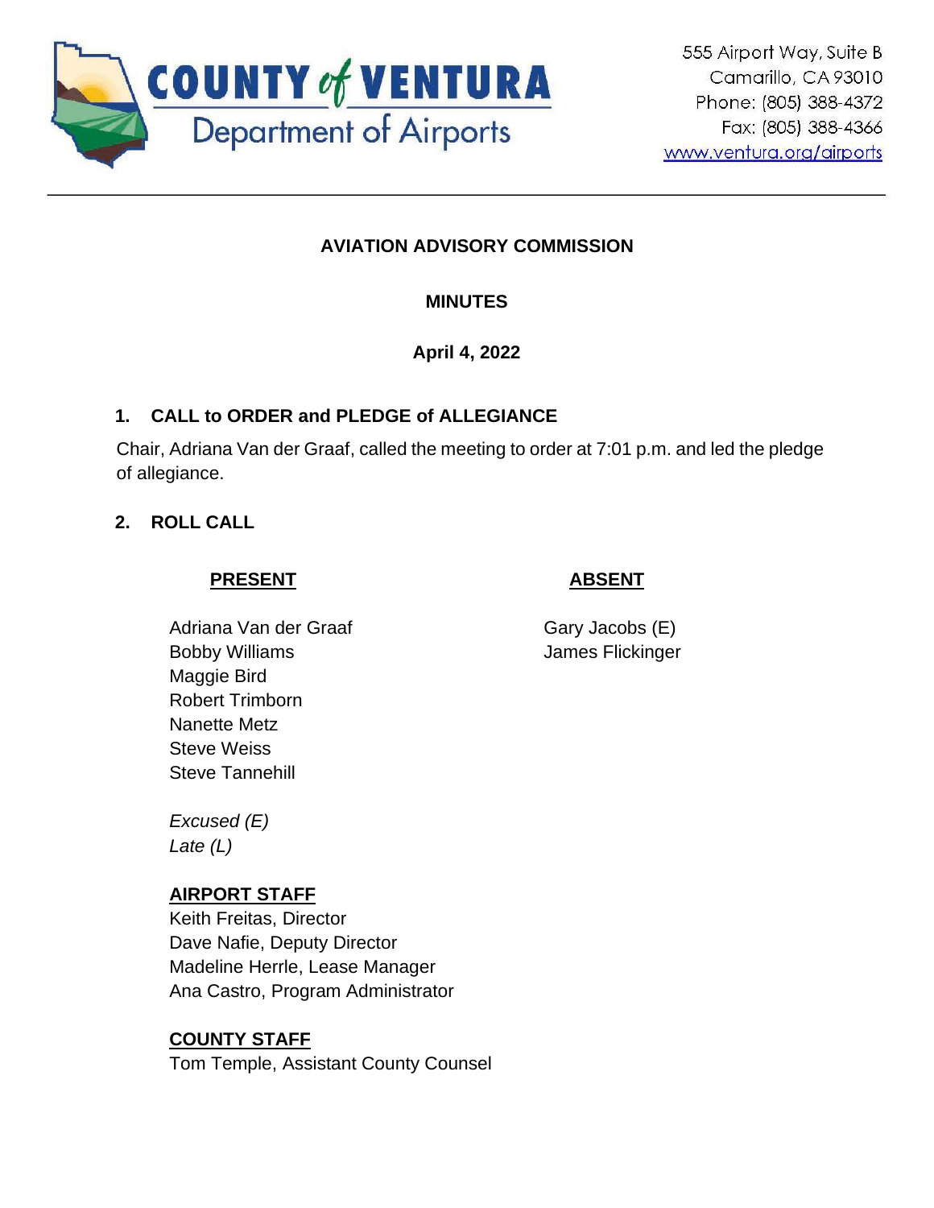COUNTY of VENTURA
Department of Airports

555 Airport Way, Suite B
Camarillo, CA 93010
Phone: (805) 388-4372
Fax: (805) 388-4366
www.ventura.org/airports

**AVIATION ADVISORY COMMISSION**

**MINUTES**

**April 4, 2022**

## 1. CALL to ORDER and PLEDGE of ALLEGIANCE

Chair, Adriana Van der Graaf, called the meeting to order at 7:01 p.m. and led the pledge of allegiance.

## 2. ROLL CALL

**PRESENT**

Adriana Van der Graaf
Bobby Williams
Maggie Bird
Robert Trimborn
Nanette Metz
Steve Weiss
Steve Tannehill

**ABSENT**

Gary Jacobs (E)
James Flickinger

*Excused (E)*
*Late (L)*

**AIRPORT STAFF**
Keith Freitas, Director
Dave Nafie, Deputy Director
Madeline Herrle, Lease Manager
Ana Castro, Program Administrator

**COUNTY STAFF**
Tom Temple, Assistant County Counsel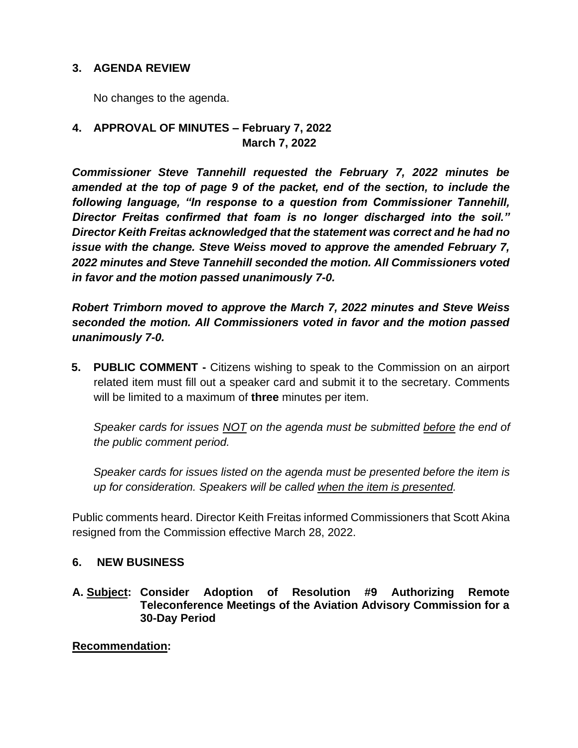## 3. AGENDA REVIEW

No changes to the agenda.

## 4. APPROVAL OF MINUTES – February 7, 2022
## March 7, 2022

***Commissioner Steve Tannehill requested the February 7, 2022 minutes be amended at the top of page 9 of the packet, end of the section, to include the following language, "In response to a question from Commissioner Tannehill, Director Freitas confirmed that foam is no longer discharged into the soil." Director Keith Freitas acknowledged that the statement was correct and he had no issue with the change. Steve Weiss moved to approve the amended February 7, 2022 minutes and Steve Tannehill seconded the motion. All Commissioners voted in favor and the motion passed unanimously 7-0.***

***Robert Trimborn moved to approve the March 7, 2022 minutes and Steve Weiss seconded the motion. All Commissioners voted in favor and the motion passed unanimously 7-0.***

**5. PUBLIC COMMENT -** Citizens wishing to speak to the Commission on an airport related item must fill out a speaker card and submit it to the secretary. Comments will be limited to a maximum of **three** minutes per item.

*Speaker cards for issues NOT on the agenda must be submitted before the end of the public comment period.*

*Speaker cards for issues listed on the agenda must be presented before the item is up for consideration. Speakers will be called when the item is presented.*

Public comments heard. Director Keith Freitas informed Commissioners that Scott Akina resigned from the Commission effective March 28, 2022.

## 6. NEW BUSINESS

**A. Subject: Consider Adoption of Resolution #9 Authorizing Remote Teleconference Meetings of the Aviation Advisory Commission for a 30-Day Period**

**Recommendation:**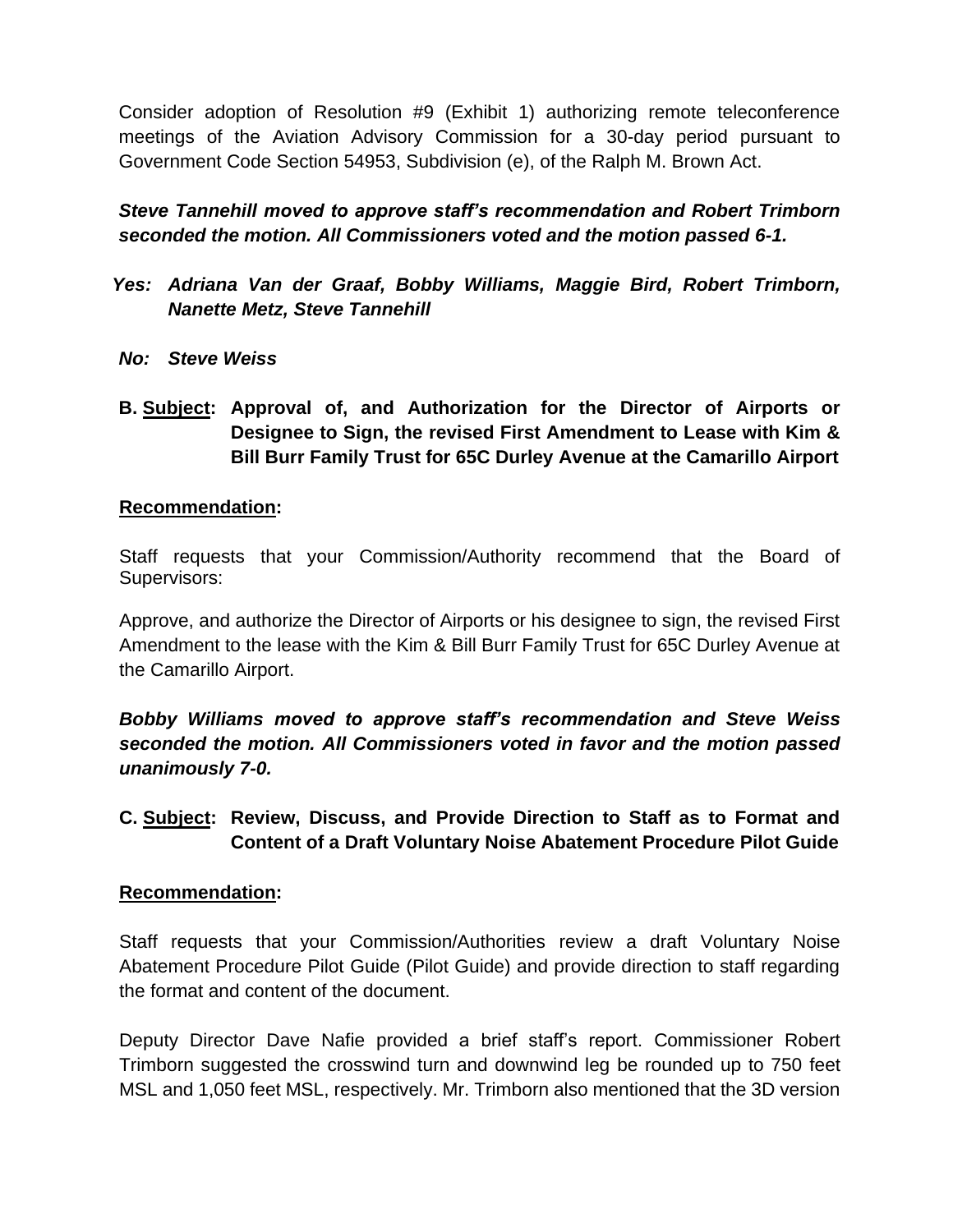Consider adoption of Resolution #9 (Exhibit 1) authorizing remote teleconference meetings of the Aviation Advisory Commission for a 30-day period pursuant to Government Code Section 54953, Subdivision (e), of the Ralph M. Brown Act.

***Steve Tannehill moved to approve staff's recommendation and Robert Trimborn seconded the motion. All Commissioners voted and the motion passed 6-1.***

***Yes: Adriana Van der Graaf, Bobby Williams, Maggie Bird, Robert Trimborn, Nanette Metz, Steve Tannehill***

***No: Steve Weiss***

**B. <u>Subject</u>: Approval of, and Authorization for the Director of Airports or Designee to Sign, the revised First Amendment to Lease with Kim & Bill Burr Family Trust for 65C Durley Avenue at the Camarillo Airport**

**<u>Recommendation</u>:**

Staff requests that your Commission/Authority recommend that the Board of Supervisors:

Approve, and authorize the Director of Airports or his designee to sign, the revised First Amendment to the lease with the Kim & Bill Burr Family Trust for 65C Durley Avenue at the Camarillo Airport.

***Bobby Williams moved to approve staff's recommendation and Steve Weiss seconded the motion. All Commissioners voted in favor and the motion passed unanimously 7-0.***

**C. <u>Subject</u>: Review, Discuss, and Provide Direction to Staff as to Format and Content of a Draft Voluntary Noise Abatement Procedure Pilot Guide**

**<u>Recommendation</u>:**

Staff requests that your Commission/Authorities review a draft Voluntary Noise Abatement Procedure Pilot Guide (Pilot Guide) and provide direction to staff regarding the format and content of the document.

Deputy Director Dave Nafie provided a brief staff's report. Commissioner Robert Trimborn suggested the crosswind turn and downwind leg be rounded up to 750 feet MSL and 1,050 feet MSL, respectively. Mr. Trimborn also mentioned that the 3D version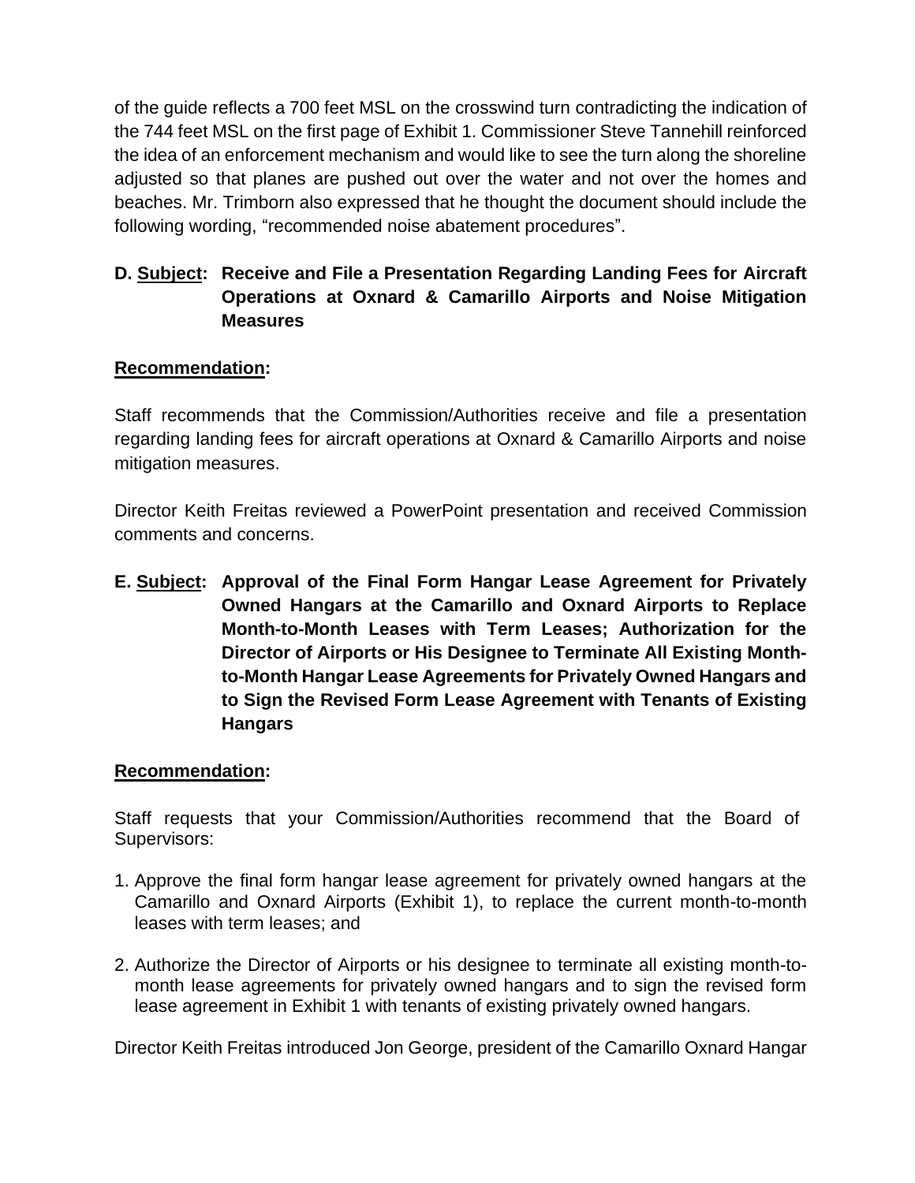of the guide reflects a 700 feet MSL on the crosswind turn contradicting the indication of the 744 feet MSL on the first page of Exhibit 1. Commissioner Steve Tannehill reinforced the idea of an enforcement mechanism and would like to see the turn along the shoreline adjusted so that planes are pushed out over the water and not over the homes and beaches. Mr. Trimborn also expressed that he thought the document should include the following wording, "recommended noise abatement procedures".

**D. <u>Subject</u>: Receive and File a Presentation Regarding Landing Fees for Aircraft Operations at Oxnard & Camarillo Airports and Noise Mitigation Measures**

**<u>Recommendation</u>:**

Staff recommends that the Commission/Authorities receive and file a presentation regarding landing fees for aircraft operations at Oxnard & Camarillo Airports and noise mitigation measures.

Director Keith Freitas reviewed a PowerPoint presentation and received Commission comments and concerns.

**E. <u>Subject</u>: Approval of the Final Form Hangar Lease Agreement for Privately Owned Hangars at the Camarillo and Oxnard Airports to Replace Month-to-Month Leases with Term Leases; Authorization for the Director of Airports or His Designee to Terminate All Existing Month-to-Month Hangar Lease Agreements for Privately Owned Hangars and to Sign the Revised Form Lease Agreement with Tenants of Existing Hangars**

**<u>Recommendation</u>:**

Staff requests that your Commission/Authorities recommend that the Board of Supervisors:

1. Approve the final form hangar lease agreement for privately owned hangars at the Camarillo and Oxnard Airports (Exhibit 1), to replace the current month-to-month leases with term leases; and
2. Authorize the Director of Airports or his designee to terminate all existing month-to-month lease agreements for privately owned hangars and to sign the revised form lease agreement in Exhibit 1 with tenants of existing privately owned hangars.

Director Keith Freitas introduced Jon George, president of the Camarillo Oxnard Hangar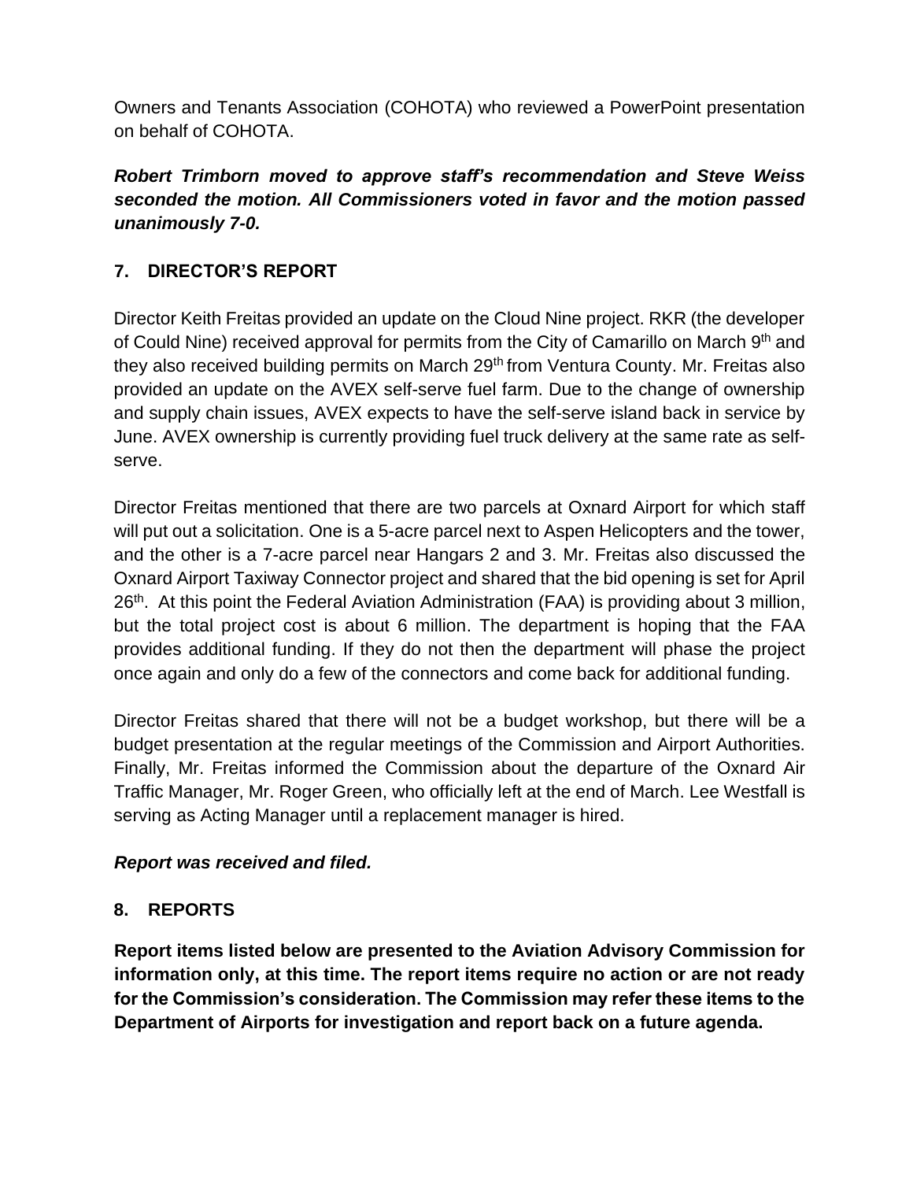Owners and Tenants Association (COHOTA) who reviewed a PowerPoint presentation on behalf of COHOTA.

***Robert Trimborn moved to approve staff's recommendation and Steve Weiss seconded the motion. All Commissioners voted in favor and the motion passed unanimously 7-0.***

## 7. DIRECTOR'S REPORT

Director Keith Freitas provided an update on the Cloud Nine project. RKR (the developer of Could Nine) received approval for permits from the City of Camarillo on March 9th and they also received building permits on March 29th from Ventura County. Mr. Freitas also provided an update on the AVEX self-serve fuel farm. Due to the change of ownership and supply chain issues, AVEX expects to have the self-serve island back in service by June. AVEX ownership is currently providing fuel truck delivery at the same rate as self-serve.

Director Freitas mentioned that there are two parcels at Oxnard Airport for which staff will put out a solicitation. One is a 5-acre parcel next to Aspen Helicopters and the tower, and the other is a 7-acre parcel near Hangars 2 and 3. Mr. Freitas also discussed the Oxnard Airport Taxiway Connector project and shared that the bid opening is set for April 26th. At this point the Federal Aviation Administration (FAA) is providing about 3 million, but the total project cost is about 6 million. The department is hoping that the FAA provides additional funding. If they do not then the department will phase the project once again and only do a few of the connectors and come back for additional funding.

Director Freitas shared that there will not be a budget workshop, but there will be a budget presentation at the regular meetings of the Commission and Airport Authorities. Finally, Mr. Freitas informed the Commission about the departure of the Oxnard Air Traffic Manager, Mr. Roger Green, who officially left at the end of March. Lee Westfall is serving as Acting Manager until a replacement manager is hired.

***Report was received and filed.***

## 8. REPORTS

**Report items listed below are presented to the Aviation Advisory Commission for information only, at this time. The report items require no action or are not ready for the Commission's consideration. The Commission may refer these items to the Department of Airports for investigation and report back on a future agenda.**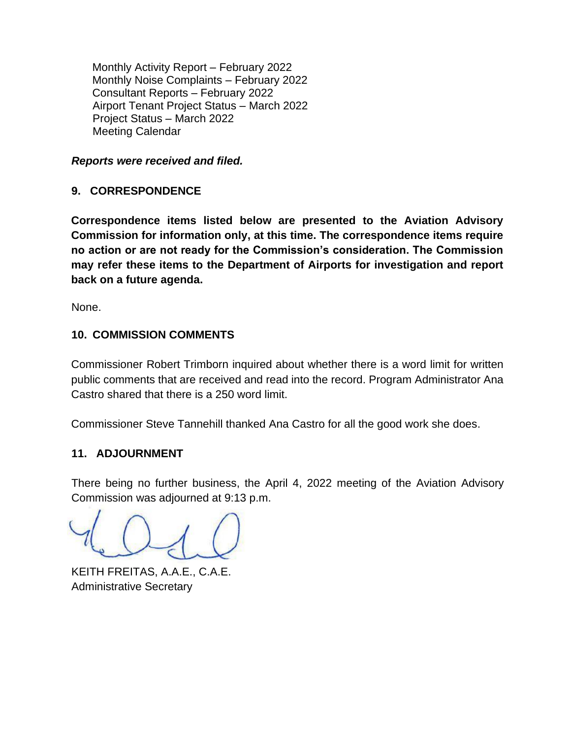Monthly Activity Report – February 2022
Monthly Noise Complaints – February 2022
Consultant Reports – February 2022
Airport Tenant Project Status – March 2022
Project Status – March 2022
Meeting Calendar

***Reports were received and filed.***

## 9. CORRESPONDENCE

**Correspondence items listed below are presented to the Aviation Advisory Commission for information only, at this time. The correspondence items require no action or are not ready for the Commission's consideration. The Commission may refer these items to the Department of Airports for investigation and report back on a future agenda.**

None.

## 10. COMMISSION COMMENTS

Commissioner Robert Trimborn inquired about whether there is a word limit for written public comments that are received and read into the record. Program Administrator Ana Castro shared that there is a 250 word limit.

Commissioner Steve Tannehill thanked Ana Castro for all the good work she does.

## 11. ADJOURNMENT

There being no further business, the April 4, 2022 meeting of the Aviation Advisory Commission was adjourned at 9:13 p.m.

KEITH FREITAS, A.A.E., C.A.E.
Administrative Secretary